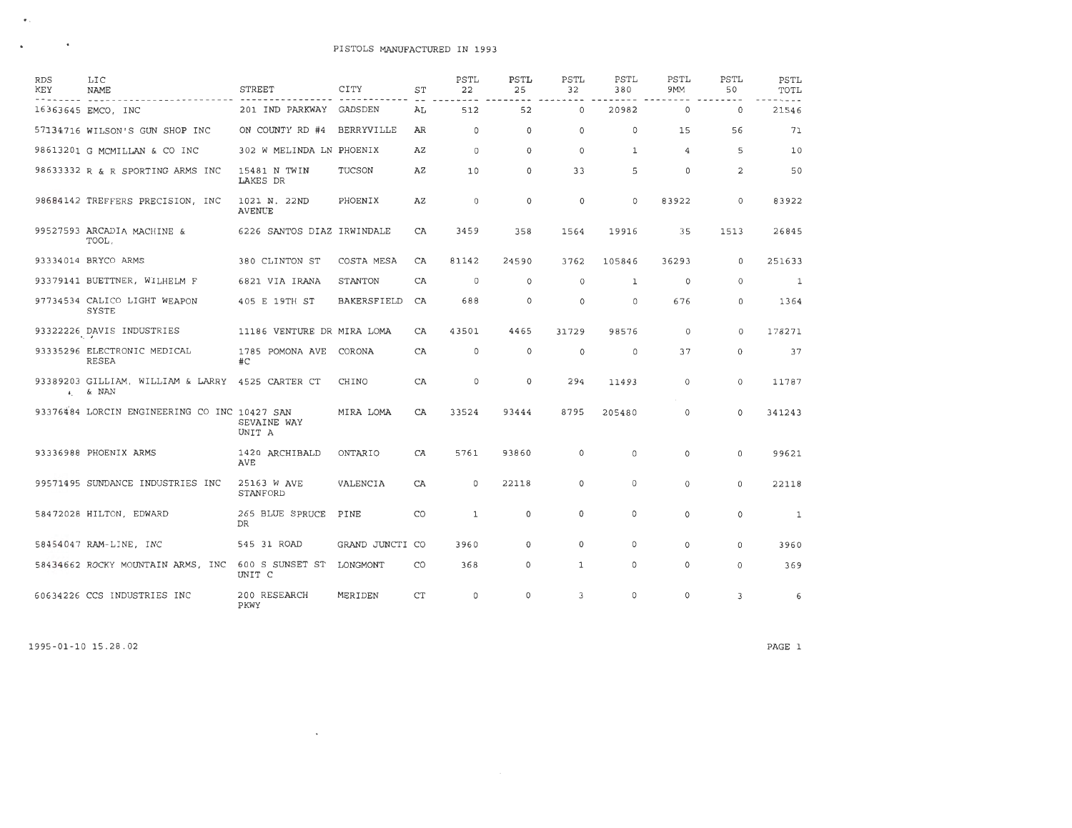# PISTOLS MANUFACTURED IN 1993

| RDS KEY | LIC NAME | STREET | CITY | ST | PSTL 22 | PSTL 25 | PSTL 32 | PSTL 380 | PSTL 9MM | PSTL 50 | PSTL TOTL |
|---|---|---|---|---|---|---|---|---|---|---|---|
| 16363645 | EMCO, INC | 201 IND PARKWAY | GADSDEN | AL | 512 | 52 | 0 | 20982 | 0 | 0 | 21546 |
| 57134716 | WILSON'S GUN SHOP INC | ON COUNTY RD #4 | BERRYVILLE | AR | 0 | 0 | 0 | 0 | 15 | 56 | 71 |
| 98613201 | G MCMILLAN & CO INC | 302 W MELINDA LN | PHOENIX | AZ | 0 | 0 | 0 | 1 | 4 | 5 | 10 |
| 98633332 | R & R SPORTING ARMS INC | 15481 N TWIN LAKES DR | TUCSON | AZ | 10 | 0 | 33 | 5 | 0 | 2 | 50 |
| 98684142 | TREFFERS PRECISION, INC | 1021 N. 22ND AVENUE | PHOENIX | AZ | 0 | 0 | 0 | 0 | 83922 | 0 | 83922 |
| 99527593 | ARCADIA MACHINE & TOOL, | 6226 SANTOS DIAZ | IRWINDALE | CA | 3459 | 358 | 1564 | 19916 | 35 | 1513 | 26845 |
| 93334014 | BRYCO ARMS | 380 CLINTON ST | COSTA MESA | CA | 81142 | 24590 | 3762 | 105846 | 36293 | 0 | 251633 |
| 93379141 | BUETTNER, WILHELM F | 6821 VIA IRANA | STANTON | CA | 0 | 0 | 0 | 1 | 0 | 0 | 1 |
| 97734534 | CALICO LIGHT WEAPON SYSTE | 405 E 19TH ST | BAKERSFIELD | CA | 688 | 0 | 0 | 0 | 676 | 0 | 1364 |
| 93322226 | DAVIS INDUSTRIES | 11186 VENTURE DR | MIRA LOMA | CA | 43501 | 4465 | 31729 | 98576 | 0 | 0 | 178271 |
| 93335296 | ELECTRONIC MEDICAL RESEA | 1785 POMONA AVE #C | CORONA | CA | 0 | 0 | 0 | 0 | 37 | 0 | 37 |
| 93389203 | GILLIAM, WILLIAM & LARRY & NAN | 4525 CARTER CT | CHINO | CA | 0 | 0 | 294 | 11493 | 0 | 0 | 11787 |
| 93376484 | LORCIN ENGINEERING CO INC | 10427 SAN SEVAINE WAY UNIT A | MIRA LOMA | CA | 33524 | 93444 | 8795 | 205480 | 0 | 0 | 341243 |
| 93336988 | PHOENIX ARMS | 1420 ARCHIBALD AVE | ONTARIO | CA | 5761 | 93860 | 0 | 0 | 0 | 0 | 99621 |
| 99571495 | SUNDANCE INDUSTRIES INC | 25163 W AVE STANFORD | VALENCIA | CA | 0 | 22118 | 0 | 0 | 0 | 0 | 22118 |
| 58472028 | HILTON, EDWARD | 265 BLUE SPRUCE DR | PINE | CO | 1 | 0 | 0 | 0 | 0 | 0 | 1 |
| 58454047 | RAM-LINE, INC | 545 31 ROAD | GRAND JUNCTI | CO | 3960 | 0 | 0 | 0 | 0 | 0 | 3960 |
| 58434662 | ROCKY MOUNTAIN ARMS, INC | 600 S SUNSET ST UNIT C | LONGMONT | CO | 368 | 0 | 1 | 0 | 0 | 0 | 369 |
| 60634226 | CCS INDUSTRIES INC | 200 RESEARCH PKWY | MERIDEN | CT | 0 | 0 | 3 | 0 | 0 | 3 | 6 |

1995-01-10 15.28.02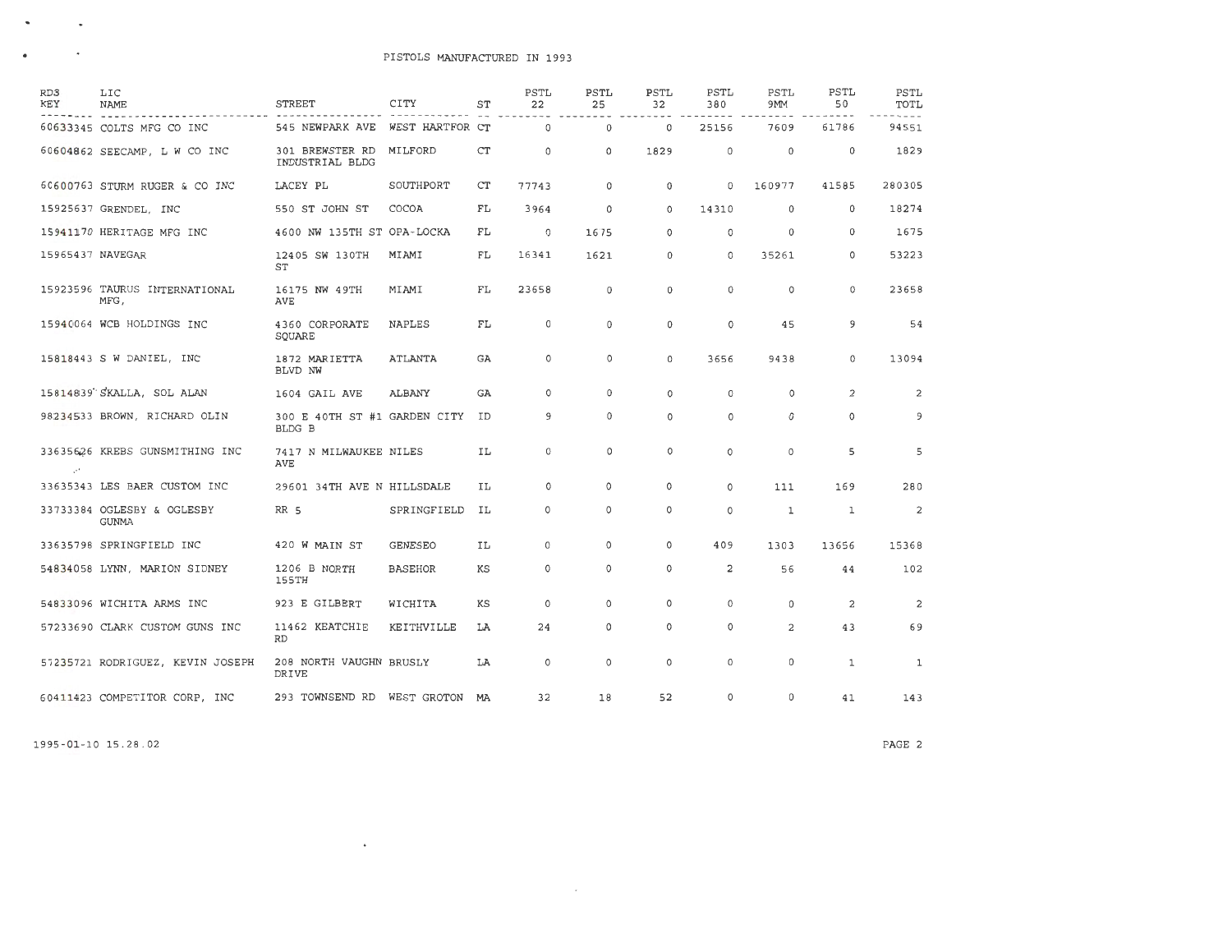# PISTOLS MANUFACTURED IN 1993

| RDS KEY | LIC NAME | STREET | CITY | ST | PSTL 22 | PSTL 25 | PSTL 32 | PSTL 380 | PSTL 9MM | PSTL 50 | PSTL TOTL |
|---|---|---|---|---|---|---|---|---|---|---|---|
| 60633345 | COLTS MFG CO INC | 545 NEWPARK AVE | WEST HARTFOR | CT | 0 | 0 | 0 | 25156 | 7609 | 61786 | 94551 |
| 60604862 | SEECAMP, L W CO INC | 301 BREWSTER RD INDUSTRIAL BLDG | MILFORD | CT | 0 | 0 | 1829 | 0 | 0 | 0 | 1829 |
| 60600763 | STURM RUGER & CO INC | LACEY PL | SOUTHPORT | CT | 77743 | 0 | 0 | 0 | 160977 | 41585 | 280305 |
| 15925637 | GRENDEL, INC | 550 ST JOHN ST | COCOA | FL | 3964 | 0 | 0 | 14310 | 0 | 0 | 18274 |
| 15941170 | HERITAGE MFG INC | 4600 NW 135TH ST | OPA-LOCKA | FL | 0 | 1675 | 0 | 0 | 0 | 0 | 1675 |
| 15965437 | NAVEGAR | 12405 SW 130TH ST | MIAMI | FL | 16341 | 1621 | 0 | 0 | 35261 | 0 | 53223 |
| 15923596 | TAURUS INTERNATIONAL MFG, | 16175 NW 49TH AVE | MIAMI | FL | 23658 | 0 | 0 | 0 | 0 | 0 | 23658 |
| 15940064 | WCB HOLDINGS INC | 4360 CORPORATE SQUARE | NAPLES | FL | 0 | 0 | 0 | 0 | 45 | 9 | 54 |
| 15818443 | S W DANIEL, INC | 1872 MARIETTA BLVD NW | ATLANTA | GA | 0 | 0 | 0 | 3656 | 9438 | 0 | 13094 |
| 15814839 | SKALLA, SOL ALAN | 1604 GAIL AVE | ALBANY | GA | 0 | 0 | 0 | 0 | 0 | 2 | 2 |
| 98234533 | BROWN, RICHARD OLIN | 300 E 40TH ST #1 BLDG B | GARDEN CITY | ID | 9 | 0 | 0 | 0 | 0 | 0 | 9 |
| 33635626 | KREBS GUNSMITHING INC | 7417 N MILWAUKEE AVE | NILES | IL | 0 | 0 | 0 | 0 | 0 | 5 | 5 |
| 33635343 | LES BAER CUSTOM INC | 29601 34TH AVE N | HILLSDALE | IL | 0 | 0 | 0 | 0 | 111 | 169 | 280 |
| 33733384 | OGLESBY & OGLESBY GUNMA | RR 5 | SPRINGFIELD | IL | 0 | 0 | 0 | 0 | 1 | 1 | 2 |
| 33635798 | SPRINGFIELD INC | 420 W MAIN ST | GENESEO | IL | 0 | 0 | 0 | 409 | 1303 | 13656 | 15368 |
| 54834058 | LYNN, MARION SIDNEY | 1206 B NORTH 155TH | BASEHOR | KS | 0 | 0 | 0 | 2 | 56 | 44 | 102 |
| 54833096 | WICHITA ARMS INC | 923 E GILBERT | WICHITA | KS | 0 | 0 | 0 | 0 | 0 | 2 | 2 |
| 57233690 | CLARK CUSTOM GUNS INC | 11462 KEATCHIE RD | KEITHVILLE | LA | 24 | 0 | 0 | 0 | 2 | 43 | 69 |
| 57235721 | RODRIGUEZ, KEVIN JOSEPH | 208 NORTH VAUGHN DRIVE | BRUSLY | LA | 0 | 0 | 0 | 0 | 0 | 1 | 1 |
| 60411423 | COMPETITOR CORP, INC | 293 TOWNSEND RD | WEST GROTON | MA | 32 | 18 | 52 | 0 | 0 | 41 | 143 |

1995-01-10 15.28.02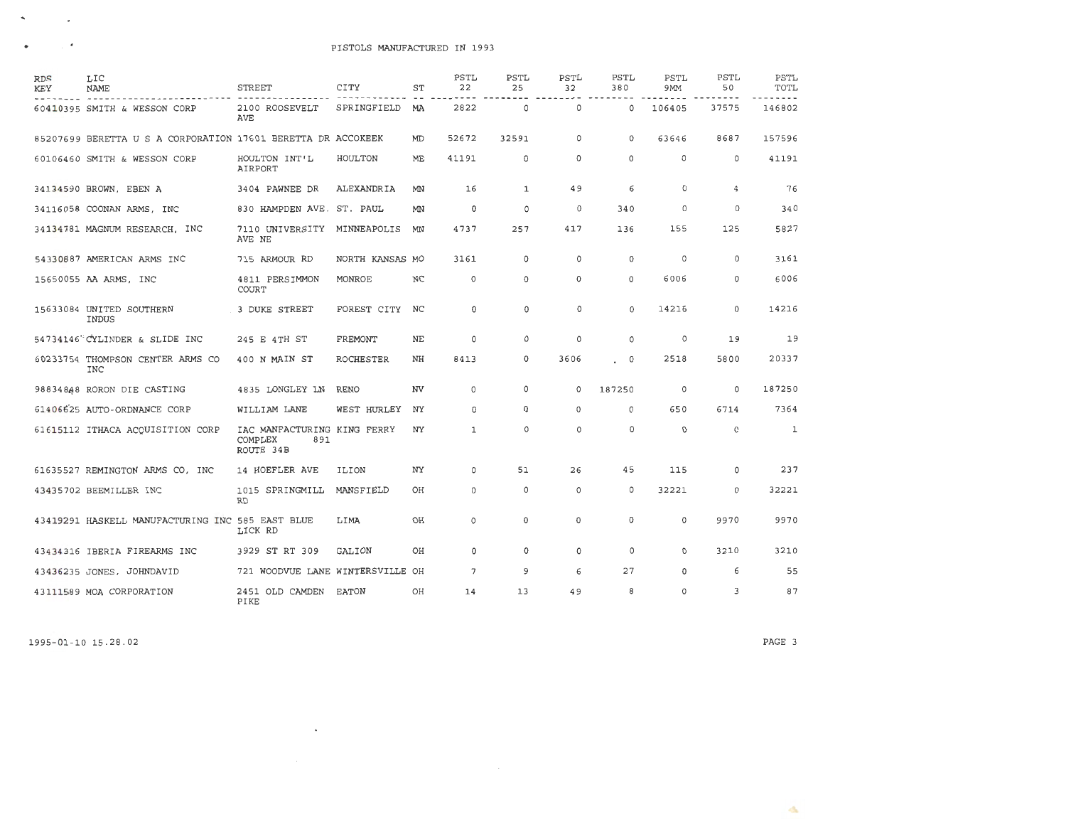# PISTOLS MANUFACTURED IN 1993

| RDS KEY | LIC NAME | STREET | CITY | ST | PSTL 22 | PSTL 25 | PSTL 32 | PSTL 380 | PSTL 9MM | PSTL 50 | PSTL TOTL |
|---|---|---|---|---|---|---|---|---|---|---|---|
| 60410395 | SMITH & WESSON CORP | 2100 ROOSEVELT AVE | SPRINGFIELD | MA | 2822 | 0 | 0 | 0 | 106405 | 37575 | 146802 |
| 85207699 | BERETTA U S A CORPORATION | 17601 BERETTA DR | ACCOKEEK | MD | 52672 | 32591 | 0 | 0 | 63646 | 8687 | 157596 |
| 60106460 | SMITH & WESSON CORP | HOULTON INT'L AIRPORT | HOULTON | ME | 41191 | 0 | 0 | 0 | 0 | 0 | 41191 |
| 34134590 | BROWN, EBEN A | 3404 PAWNEE DR | ALEXANDRIA | MN | 16 | 1 | 49 | 6 | 0 | 4 | 76 |
| 34116058 | COONAN ARMS, INC | 830 HAMPDEN AVE. | ST. PAUL | MN | 0 | 0 | 0 | 340 | 0 | 0 | 340 |
| 34134781 | MAGNUM RESEARCH, INC | 7110 UNIVERSITY AVE NE | MINNEAPOLIS | MN | 4737 | 257 | 417 | 136 | 155 | 125 | 5827 |
| 54330887 | AMERICAN ARMS INC | 715 ARMOUR RD | NORTH KANSAS | MO | 3161 | 0 | 0 | 0 | 0 | 0 | 3161 |
| 15650055 | AA ARMS, INC | 4811 PERSIMMON COURT | MONROE | NC | 0 | 0 | 0 | 0 | 6006 | 0 | 6006 |
| 15633084 | UNITED SOUTHERN INDUS | 3 DUKE STREET | FOREST CITY | NC | 0 | 0 | 0 | 0 | 14216 | 0 | 14216 |
| 54734146 | CYLINDER & SLIDE INC | 245 E 4TH ST | FREMONT | NE | 0 | 0 | 0 | 0 | 0 | 19 | 19 |
| 60233754 | THOMPSON CENTER ARMS CO INC | 400 N MAIN ST | ROCHESTER | NH | 8413 | 0 | 3606 | 0 | 2518 | 5800 | 20337 |
| 98834848 | RORON DIE CASTING | 4835 LONGLEY LN | RENO | NV | 0 | 0 | 0 | 187250 | 0 | 0 | 187250 |
| 61406625 | AUTO-ORDNANCE CORP | WILLIAM LANE | WEST HURLEY | NY | 0 | 0 | 0 | 0 | 650 | 6714 | 7364 |
| 61615112 | ITHACA ACQUISITION CORP | IAC MANFACTURING COMPLEX 891 ROUTE 34B | KING FERRY | NY | 1 | 0 | 0 | 0 | 0 | 0 | 1 |
| 61635527 | REMINGTON ARMS CO, INC | 14 HOEFLER AVE | ILION | NY | 0 | 51 | 26 | 45 | 115 | 0 | 237 |
| 43435702 | BEEMILLER INC | 1015 SPRINGMILL RD | MANSFIELD | OH | 0 | 0 | 0 | 0 | 32221 | 0 | 32221 |
| 43419291 | HASKELL MANUFACTURING INC | 585 EAST BLUE LICK RD | LIMA | OH | 0 | 0 | 0 | 0 | 0 | 9970 | 9970 |
| 43434316 | IBERIA FIREARMS INC | 3929 ST RT 309 | GALION | OH | 0 | 0 | 0 | 0 | 0 | 3210 | 3210 |
| 43436235 | JONES, JOHNDAVID | 721 WOODVUE LANE | WINTERSVILLE | OH | 7 | 9 | 6 | 27 | 0 | 6 | 55 |
| 43111589 | MOA CORPORATION | 2451 OLD CAMDEN PIKE | EATON | OH | 14 | 13 | 49 | 8 | 0 | 3 | 87 |

1995-01-10 15.28.02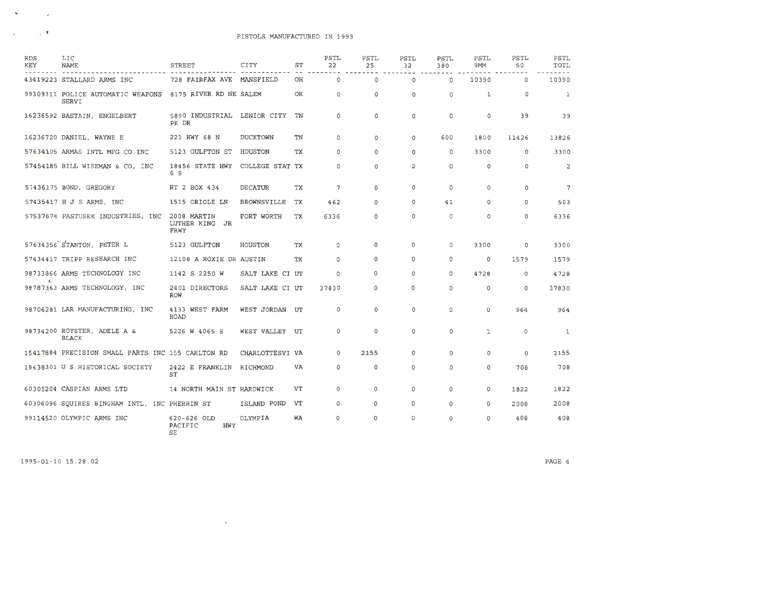# PISTOLS MANUFACTURED IN 1993

| RDS KEY | LIC NAME | STREET | CITY | ST | PSTL 22 | PSTL 25 | PSTL 32 | PSTL 380 | PSTL 9MM | PSTL 50 | PSTL TOTL |
|---|---|---|---|---|---|---|---|---|---|---|---|
| 43419223 | STALLARD ARMS INC | 728 FAIRFAX AVE | MANSFIELD | OH | 0 | 0 | 0 | 0 | 10390 | 0 | 10390 |
| 99309311 | POLICE AUTOMATIC WEAPONS SERVI | 8175 RIVER RD NE | SALEM | OR | 0 | 0 | 0 | 0 | 1 | 0 | 1 |
| 16236592 | BASTAIN, ENGELBERT | 5890 INDUSTRIAL PK DR | LENIOR CITY | TN | 0 | 0 | 0 | 0 | 0 | 39 | 39 |
| 16236720 | DANIEL, WAYNE E | 221 HWY 68 N | DUCKTOWN | TN | 0 | 0 | 0 | 600 | 1800 | 11426 | 13826 |
| 57634105 | ARMAS INTL MFG CO INC | 5123 GULFTON ST | HOUSTON | TX | 0 | 0 | 0 | 0 | 3300 | 0 | 3300 |
| 57454185 | BILL WISEMAN & CO, INC | 18456 STATE HWY 6 S | COLLEGE STAT | TX | 0 | 0 | 2 | 0 | 0 | 0 | 2 |
| 57436175 | BOND, GREGORY | RT 2 BOX 434 | DECATUR | TX | 7 | 0 | 0 | 0 | 0 | 0 | 7 |
| 57435417 | H J S ARMS, INC | 1515 ORIOLE LN | BROWNSVILLE | TX | 462 | 0 | 0 | 41 | 0 | 0 | 503 |
| 57537674 | PASTUSEK INDUSTRIES, INC | 2008 MARTIN LUTHER KING JR FRWY | FORT WORTH | TX | 6336 | 0 | 0 | 0 | 0 | 0 | 6336 |
| 57634356 | STANTON, PETER L | 5123 GULFTON | HOUSTON | TX | 0 | 0 | 0 | 0 | 3300 | 0 | 3300 |
| 57434417 | TRIPP RESEARCH INC | 12108 A ROXIE DR | AUSTIN | TX | 0 | 0 | 0 | 0 | 0 | 1579 | 1579 |
| 98733866 | ARMS TECHNOLOGY INC | 1142 S 2250 W | SALT LAKE CI | UT | 0 | 0 | 0 | 0 | 4728 | 0 | 4728 |
| 98787363 | ARMS TECHNOLOGY, INC | 2401 DIRECTORS ROW | SALT LAKE CI | UT | 37830 | 0 | 0 | 0 | 0 | 0 | 37830 |
| 98706281 | LAR MANUFACTURING, INC | 4133 WEST FARM ROAD | WEST JORDAN | UT | 0 | 0 | 0 | 0 | 0 | 964 | 964 |
| 98734200 | ROYSTER, ADELE A & BLACK | 5226 W 4065 S | WEST VALLEY | UT | 0 | 0 | 0 | 0 | 1 | 0 | 1 |
| 15417884 | PRECISION SMALL PARTS INC | 155 CARLTON RD | CHARLOTTESVI | VA | 0 | 2155 | 0 | 0 | 0 | 0 | 2155 |
| 15438301 | U S HISTORICAL SOCIETY | 2422 E FRANKLIN ST | RICHMOND | VA | 0 | 0 | 0 | 0 | 0 | 708 | 708 |
| 60305204 | CASPIAN ARMS LTD | 14 NORTH MAIN ST | HARDWICK | VT | 0 | 0 | 0 | 0 | 0 | 1822 | 1822 |
| 60306096 | SQUIRES BINGHAM INTL, INC | PHERRIN ST | ISLAND POND | VT | 0 | 0 | 0 | 0 | 0 | 2008 | 2008 |
| 99114520 | OLYMPIC ARMS INC | 620-626 OLD PACIFIC HWY SE | OLYMPIA | WA | 0 | 0 | 0 | 0 | 0 | 408 | 408 |

1995-01-10 15.28.02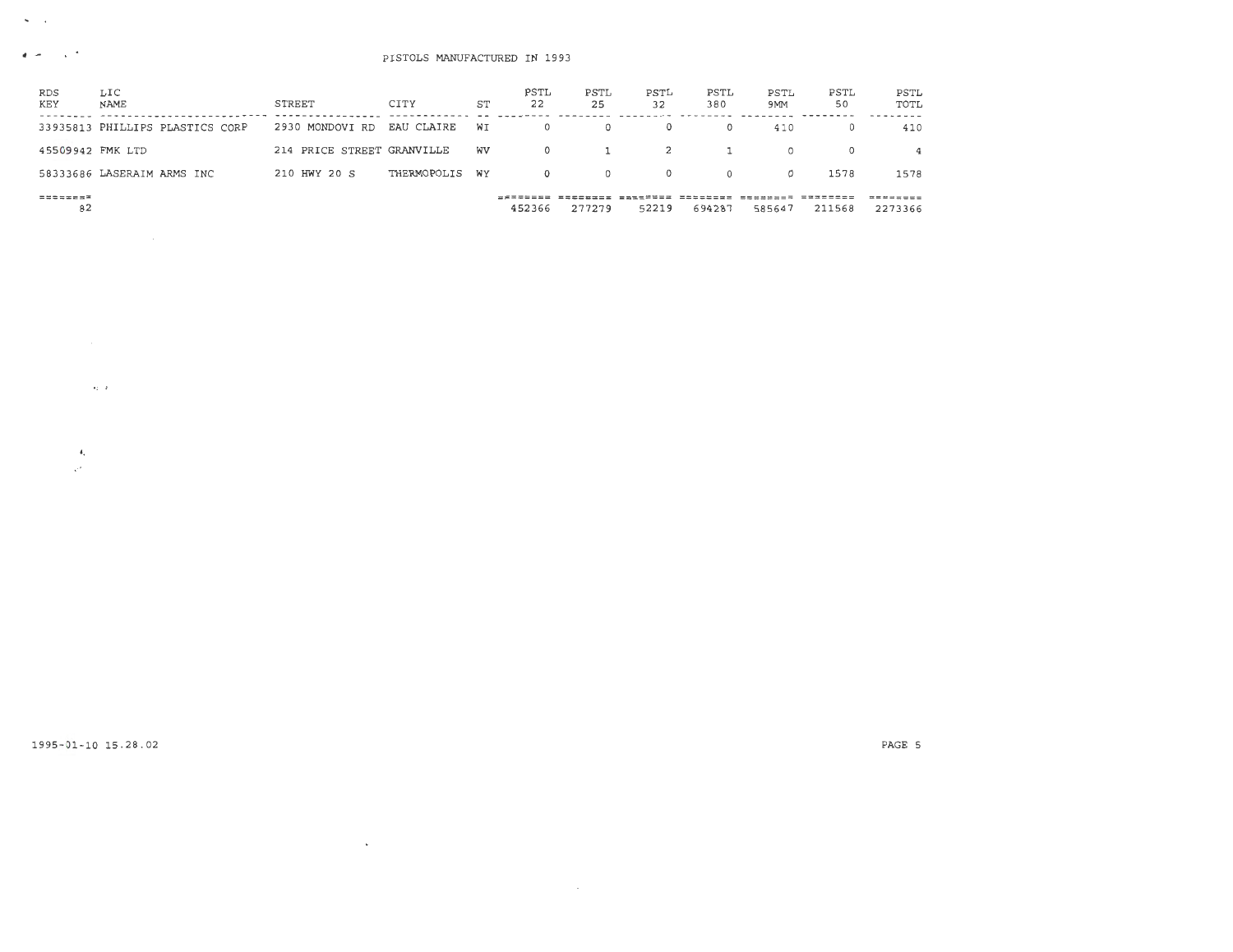# PISTOLS MANUFACTURED IN 1993

| RDS KEY | LIC NAME | STREET | CITY | ST | PSTL 22 | PSTL 25 | PSTL 32 | PSTL 380 | PSTL 9MM | PSTL 50 | PSTL TOTL |
|---|---|---|---|---|---|---|---|---|---|---|---|
| 33935813 | PHILLIPS PLASTICS CORP | 2930 MONDOVI RD | EAU CLAIRE | WI | 0 | 0 | 0 | 0 | 410 | 0 | 410 |
| 45509942 | FMK LTD | 214 PRICE STREET | GRANVILLE | WV | 0 | 1 | 2 | 1 | 0 | 0 | 4 |
| 58333686 | LASERAIM ARMS INC | 210 HWY 20 S | THERMOPOLIS | WY | 0 | 0 | 0 | 0 | 0 | 1578 | 1578 |
| 82 | | | | | 452366 | 277279 | 52219 | 694287 | 585647 | 211568 | 2273366 |

1995-01-10 15.28.02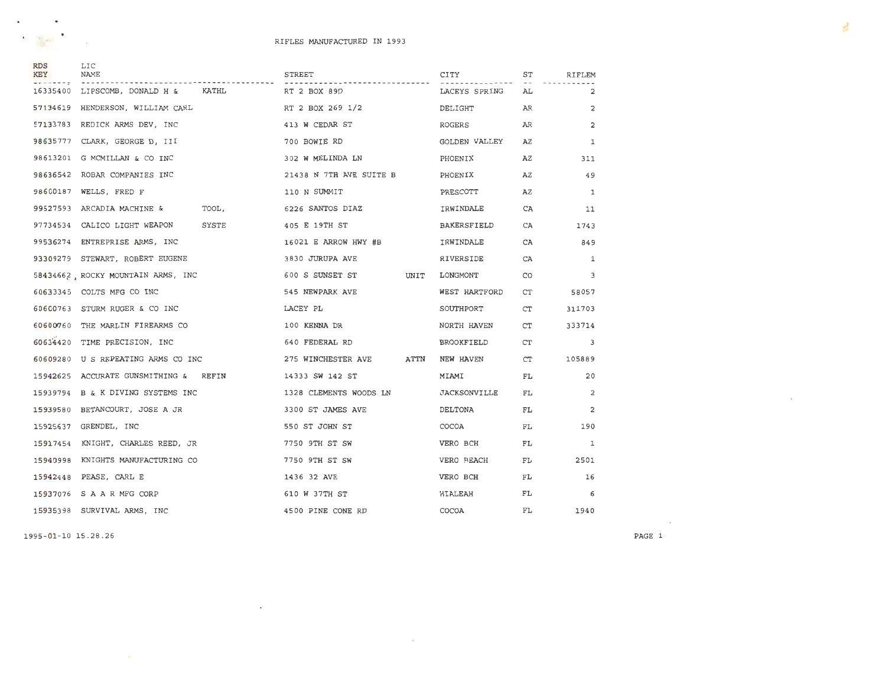RIFLES MANUFACTURED IN 1993

| RDS KEY | LIC NAME | | STREET | | CITY | ST | RIFLEM |
|---|---|---|---|---|---|---|---|
| 16335400 | LIPSCOMB, DONALD H & | KATHL | RT 2 BOX 89D | | LACEYS SPRING | AL | 2 |
| 57134619 | HENDERSON, WILLIAM CARL | | RT 2 BOX 269 1/2 | | DELIGHT | AR | 2 |
| 57133783 | REDICK ARMS DEV, INC | | 413 W CEDAR ST | | ROGERS | AR | 2 |
| 98635777 | CLARK, GEORGE D, III | | 700 BOWIE RD | | GOLDEN VALLEY | AZ | 1 |
| 98613201 | G MCMILLAN & CO INC | | 302 W MELINDA LN | | PHOENIX | AZ | 311 |
| 98636542 | ROBAR COMPANIES INC | | 21438 N 7TH AVE SUITE B | | PHOENIX | AZ | 49 |
| 98600187 | WELLS, FRED F | | 110 N SUMMIT | | PRESCOTT | AZ | 1 |
| 99527593 | ARCADIA MACHINE & | TOOL, | 6226 SANTOS DIAZ | | IRWINDALE | CA | 11 |
| 97734534 | CALICO LIGHT WEAPON | SYSTE | 405 E 19TH ST | | BAKERSFIELD | CA | 1743 |
| 99536274 | ENTREPRISE ARMS, INC | | 16021 E ARROW HWY #B | | IRWINDALE | CA | 849 |
| 93309279 | STEWART, ROBERT EUGENE | | 3830 JURUPA AVE | | RIVERSIDE | CA | 1 |
| 58434662 | ROCKY MOUNTAIN ARMS, INC | | 600 S SUNSET ST | UNIT | LONGMONT | CO | 3 |
| 60633345 | COLTS MFG CO INC | | 545 NEWPARK AVE | | WEST HARTFORD | CT | 58057 |
| 60600763 | STURM RUGER & CO INC | | LACEY PL | | SOUTHPORT | CT | 311703 |
| 60600760 | THE MARLIN FIREARMS CO | | 100 KENNA DR | | NORTH HAVEN | CT | 333714 |
| 60634420 | TIME PRECISION, INC | | 640 FEDERAL RD | | BROOKFIELD | CT | 3 |
| 60609280 | U S REPEATING ARMS CO INC | | 275 WINCHESTER AVE | ATTN | NEW HAVEN | CT | 105889 |
| 15942625 | ACCURATE GUNSMITHING & | REFIN | 14333 SW 142 ST | | MIAMI | FL | 20 |
| 15939794 | B & K DIVING SYSTEMS INC | | 1328 CLEMENTS WOODS LN | | JACKSONVILLE | FL | 2 |
| 15939580 | BETANCOURT, JOSE A JR | | 3300 ST JAMES AVE | | DELTONA | FL | 2 |
| 15925637 | GRENDEL, INC | | 550 ST JOHN ST | | COCOA | FL | 190 |
| 15917454 | KNIGHT, CHARLES REED, JR | | 7750 9TH ST SW | | VERO BCH | FL | 1 |
| 15940998 | KNIGHTS MANUFACTURING CO | | 7750 9TH ST SW | | VERO BEACH | FL | 2501 |
| 15942448 | PEASE, CARL E | | 1436 32 AVE | | VERO BCH | FL | 16 |
| 15937076 | S A A R MFG CORP | | 610 W 37TH ST | | HIALEAH | FL | 6 |
| 15935398 | SURVIVAL ARMS, INC | | 4500 PINE CONE RD | | COCOA | FL | 1940 |

1995-01-10 15.28.26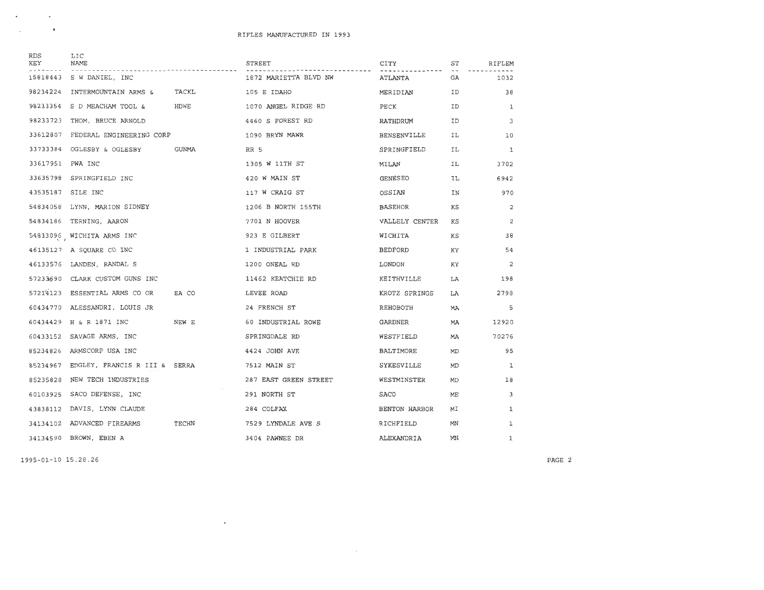# RIFLES MANUFACTURED IN 1993

| RDS KEY | LIC NAME | | STREET | CITY | ST | RIFLEM |
|---|---|---|---|---|---|---|
| 15818443 | S W DANIEL, INC | | 1872 MARIETTA BLVD NW | ATLANTA | GA | 1032 |
| 98234224 | INTERMOUNTAIN ARMS & | TACKL | 105 E IDAHO | MERIDIAN | ID | 38 |
| 98233354 | S D MEACHAM TOOL & | HDWE | 1070 ANGEL RIDGE RD | PECK | ID | 1 |
| 98233723 | THOM, BRUCE ARNOLD | | 4460 S FOREST RD | RATHDRUM | ID | 3 |
| 33612807 | FEDERAL ENGINEERING CORP | | 1090 BRYN MAWR | BENSENVILLE | IL | 10 |
| 33733384 | OGLESBY & OGLESBY | GUNMA | RR 5 | SPRINGFIELD | IL | 1 |
| 33617951 | PWA INC | | 1305 W 11TH ST | MILAN | IL | 3702 |
| 33635798 | SPRINGFIELD INC | | 420 W MAIN ST | GENESEO | IL | 6942 |
| 43535187 | SILE INC | | 117 W CRAIG ST | OSSIAN | IN | 970 |
| 54834058 | LYNN, MARION SIDNEY | | 1206 B NORTH 155TH | BASEHOR | KS | 2 |
| 54834186 | TERNING, AARON | | 7701 N HOOVER | VALLELY CENTER | KS | 2 |
| 54833096 | WICHITA ARMS INC | | 923 E GILBERT | WICHITA | KS | 38 |
| 46135127 | A SQUARE CO INC | | 1 INDUSTRIAL PARK | BEDFORD | KY | 54 |
| 46133576 | LANDEN, RANDAL S | | 1200 ONEAL RD | LONDON | KY | 2 |
| 57233690 | CLARK CUSTOM GUNS INC | | 11462 KEATCHIE RD | KEITHVILLE | LA | 198 |
| 57214123 | ESSENTIAL ARMS CO OR | EA CO | LEVEE ROAD | KROTZ SPRINGS | LA | 2798 |
| 60434770 | ALESSANDRI, LOUIS JR | | 24 FRENCH ST | REHOBOTH | MA | 5 |
| 60434429 | H & R 1871 INC | NEW E | 60 INDUSTRIAL ROWE | GARDNER | MA | 12920 |
| 60433152 | SAVAGE ARMS, INC | | SPRINGDALE RD | WESTFIELD | MA | 70276 |
| 85234826 | ARMSCORP USA INC | | 4424 JOHN AVE | BALTIMORE | MD | 95 |
| 85234967 | EDGLEY, FRANCIS R III & | SERRA | 7512 MAIN ST | SYKESVILLE | MD | 1 |
| 85235828 | NEW TECH INDUSTRIES | | 287 EAST GREEN STREET | WESTMINSTER | MD | 18 |
| 60103925 | SACO DEFENSE, INC | | 291 NORTH ST | SACO | ME | 3 |
| 43838112 | DAVIS, LYNN CLAUDE | | 284 COLFAX | BENTON HARBOR | MI | 1 |
| 34134102 | ADVANCED FIREARMS | TECHN | 7529 LYNDALE AVE S | RICHFIELD | MN | 1 |
| 34134590 | BROWN, EBEN A | | 3404 PAWNEE DR | ALEXANDRIA | MN | 1 |

1995-01-10 15.28.26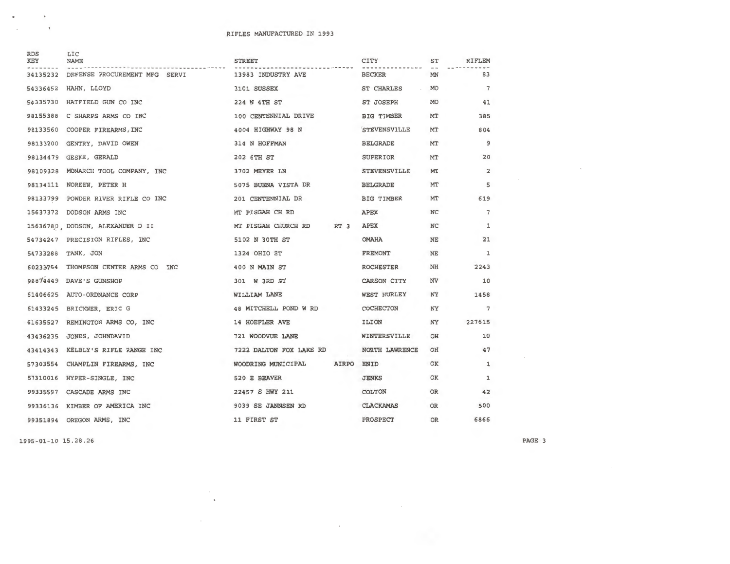# RIFLES MANUFACTURED IN 1993

| RDS KEY | LIC NAME | STREET | CITY | ST | RIFLEM |
|---|---|---|---|---|---|
| 34135232 | DEFENSE PROCUREMENT MFG SERVI | 13983 INDUSTRY AVE | BECKER | MN | 83 |
| 54336452 | HAHN, LLOYD | 3101 SUSSEX | ST CHARLES | MO | 7 |
| 54335730 | HATFIELD GUN CO INC | 224 N 4TH ST | ST JOSEPH | MO | 41 |
| 98155388 | C SHARPS ARMS CO INC | 100 CENTENNIAL DRIVE | BIG TIMBER | MT | 385 |
| 98133560 | COOPER FIREARMS, INC | 4004 HIGHWAY 98 N | STEVENSVILLE | MT | 804 |
| 98133200 | GENTRY, DAVID OWEN | 314 N HOFFMAN | BELGRADE | MT | 9 |
| 98134479 | GESKE, GERALD | 202 6TH ST | SUPERIOR | MT | 20 |
| 98109328 | MONARCH TOOL COMPANY, INC | 3702 MEYER LN | STEVENSVILLE | MT | 2 |
| 98134111 | NOREEN, PETER H | 5075 BUENA VISTA DR | BELGRADE | MT | 5 |
| 98133799 | POWDER RIVER RIFLE CO INC | 201 CENTENNIAL DR | BIG TIMBER | MT | 619 |
| 15637372 | DODSON ARMS INC | MT PISGAH CH RD | APEX | NC | 7 |
| 15636780 | DODSON, ALEXANDER D II | MT PISGAH CHURCH RD RT 3 | APEX | NC | 1 |
| 54734247 | PRECISION RIFLES, INC | 5102 N 30TH ST | OMAHA | NE | 21 |
| 54733288 | TANK, JON | 1324 OHIO ST | FREMONT | NE | 1 |
| 60233754 | THOMPSON CENTER ARMS CO INC | 400 N MAIN ST | ROCHESTER | NH | 2243 |
| 98874449 | DAVE'S GUNSHOP | 301 W 3RD ST | CARSON CITY | NV | 10 |
| 61406625 | AUTO-ORDNANCE CORP | WILLIAM LANE | WEST HURLEY | NY | 1458 |
| 61433245 | BRICKNER, ERIC G | 48 MITCHELL POND W RD | COCHECTON | NY | 7 |
| 61635527 | REMINGTON ARMS CO, INC | 14 HOEFLER AVE | ILION | NY | 227615 |
| 43436235 | JONES, JOHNDAVID | 721 WOODVUE LANE | WINTERSVILLE | OH | 10 |
| 43414343 | KELBLY'S RIFLE RANGE INC | 7222 DALTON FOX LAKE RD | NORTH LAWRENCE | OH | 47 |
| 57303554 | CHAMPLIN FIREARMS, INC | WOODRING MUNICIPAL AIRPO | ENID | OK | 1 |
| 57310016 | HYPER-SINGLE, INC | 520 E BEAVER | JENKS | OK | 1 |
| 99335597 | CASCADE ARMS INC | 22457 S HWY 211 | COLTON | OR | 42 |
| 99336136 | KIMBER OF AMERICA INC | 9039 SE JANNSEN RD | CLACKAMAS | OR | 500 |
| 99351894 | OREGON ARMS, INC | 11 FIRST ST | PROSPECT | OR | 6866 |

1995-01-10 15.28.26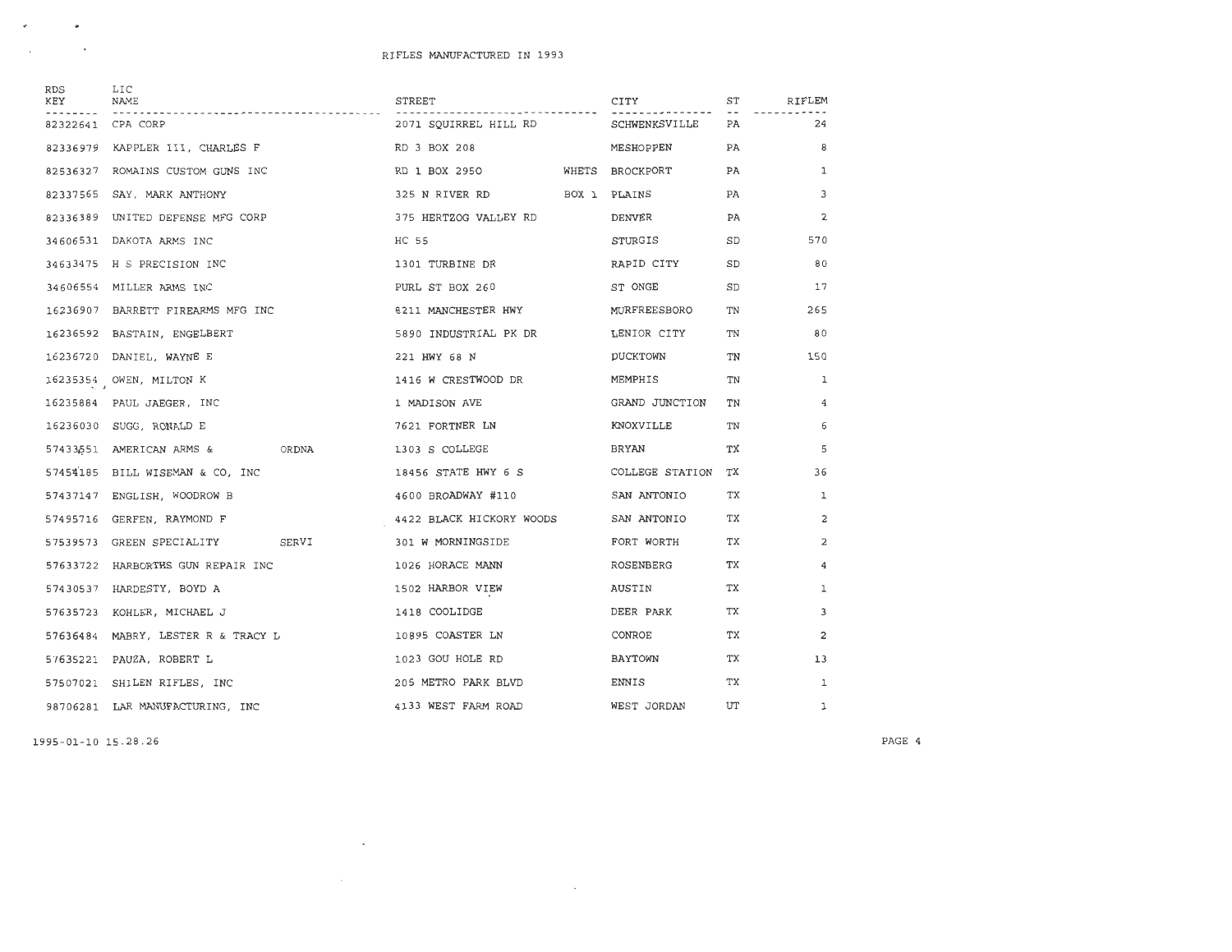# RIFLES MANUFACTURED IN 1993

| RDS KEY | LIC NAME | STREET | CITY | ST | RIFLEM |
|---|---|---|---|---|---|
| 82322641 | CPA CORP | 2071 SQUIRREL HILL RD | SCHWENKSVILLE | PA | 24 |
| 82336979 | KAPPLER III, CHARLES F | RD 3 BOX 208 | MESHOPPEN | PA | 8 |
| 82536327 | ROMAINS CUSTOM GUNS INC | RD 1 BOX 2950 WHETS | BROCKPORT | PA | 1 |
| 82337565 | SAY, MARK ANTHONY | 325 N RIVER RD BOX 1 | PLAINS | PA | 3 |
| 82336389 | UNITED DEFENSE MFG CORP | 375 HERTZOG VALLEY RD | DENVER | PA | 2 |
| 34606531 | DAKOTA ARMS INC | HC 55 | STURGIS | SD | 570 |
| 34633475 | H S PRECISION INC | 1301 TURBINE DR | RAPID CITY | SD | 80 |
| 34606554 | MILLER ARMS INC | PURL ST BOX 260 | ST ONGE | SD | 17 |
| 16236907 | BARRETT FIREARMS MFG INC | 8211 MANCHESTER HWY | MURFREESBORO | TN | 265 |
| 16236592 | BASTAIN, ENGELBERT | 5890 INDUSTRIAL PK DR | LENIOR CITY | TN | 80 |
| 16236720 | DANIEL, WAYNE E | 221 HWY 68 N | DUCKTOWN | TN | 150 |
| 16235354 | OWEN, MILTON K | 1416 W CRESTWOOD DR | MEMPHIS | TN | 1 |
| 16235884 | PAUL JAEGER, INC | 1 MADISON AVE | GRAND JUNCTION | TN | 4 |
| 16236030 | SUGG, RONALD E | 7621 FORTNER LN | KNOXVILLE | TN | 6 |
| 57433551 | AMERICAN ARMS & ORDNA | 1303 S COLLEGE | BRYAN | TX | 5 |
| 57454185 | BILL WISEMAN & CO, INC | 18456 STATE HWY 6 S | COLLEGE STATION | TX | 36 |
| 57437147 | ENGLISH, WOODROW B | 4600 BROADWAY #110 | SAN ANTONIO | TX | 1 |
| 57495716 | GERFEN, RAYMOND F | 4422 BLACK HICKORY WOODS | SAN ANTONIO | TX | 2 |
| 57539573 | GREEN SPECIALITY SERVI | 301 W MORNINGSIDE | FORT WORTH | TX | 2 |
| 57633722 | HARBORTHS GUN REPAIR INC | 1026 HORACE MANN | ROSENBERG | TX | 4 |
| 57430537 | HARDESTY, BOYD A | 1502 HARBOR VIEW | AUSTIN | TX | 1 |
| 57635723 | KOHLER, MICHAEL J | 1418 COOLIDGE | DEER PARK | TX | 3 |
| 57636484 | MABRY, LESTER R & TRACY L | 10895 COASTER LN | CONROE | TX | 2 |
| 57635221 | PAUZA, ROBERT L | 1023 GOU HOLE RD | BAYTOWN | TX | 13 |
| 57507021 | SHILEN RIFLES, INC | 205 METRO PARK BLVD | ENNIS | TX | 1 |
| 98706281 | LAR MANUFACTURING, INC | 4133 WEST FARM ROAD | WEST JORDAN | UT | 1 |

1995-01-10 15.28.26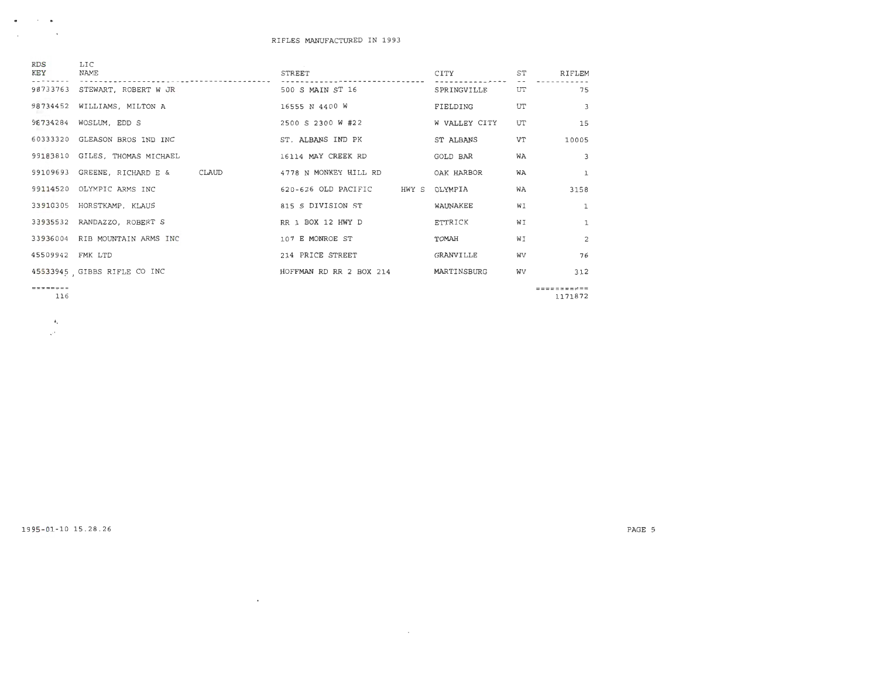# RIFLES MANUFACTURED IN 1993

| RDS KEY | LIC NAME | STREET | CITY | ST | RIFLEM |
|---|---|---|---|---|---|
| 98733763 | STEWART, ROBERT W JR | 500 S MAIN ST 16 | SPRINGVILLE | UT | 75 |
| 98734452 | WILLIAMS, MILTON A | 16555 N 4400 W | FIELDING | UT | 3 |
| 98734284 | WOSLUM, EDD S | 2500 S 2300 W #22 | W VALLEY CITY | UT | 15 |
| 60333320 | GLEASON BROS IND INC | ST. ALBANS IND PK | ST ALBANS | VT | 10005 |
| 99183810 | GILES, THOMAS MICHAEL | 16114 MAY CREEK RD | GOLD BAR | WA | 3 |
| 99109693 | GREENE, RICHARD E & CLAUD | 4778 N MONKEY HILL RD | OAK HARBOR | WA | 1 |
| 99114520 | OLYMPIC ARMS INC | 620-626 OLD PACIFIC HWY S | OLYMPIA | WA | 3158 |
| 33910305 | HORSTKAMP, KLAUS | 815 S DIVISION ST | WAUNAKEE | WI | 1 |
| 33935532 | RANDAZZO, ROBERT S | RR 1 BOX 12 HWY D | ETTRICK | WI | 1 |
| 33936004 | RIB MOUNTAIN ARMS INC | 107 E MONROE ST | TOMAH | WI | 2 |
| 45509942 | FMK LTD | 214 PRICE STREET | GRANVILLE | WV | 76 |
| 45533945 | GIBBS RIFLE CO INC | HOFFMAN RD RR 2 BOX 214 | MARTINSBURG | WV | 312 |
| ======== | | | | | ========== |
| 116 | | | | | 1171872 |

1995-01-10 15.28.26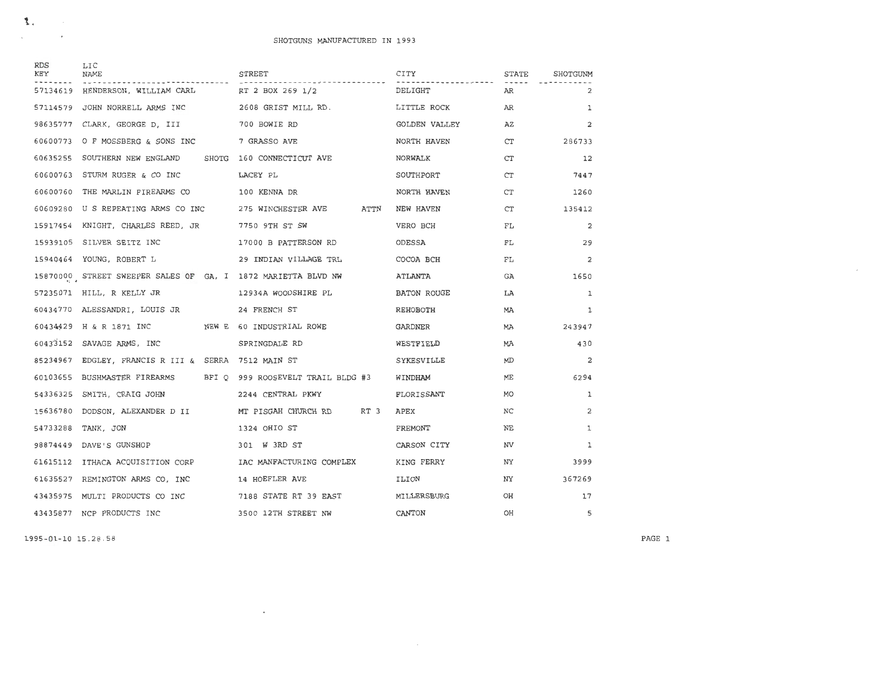# SHOTGUNS MANUFACTURED IN 1993

| RDS KEY | LIC NAME | STREET | CITY | STATE | SHOTGUNM |
|---|---|---|---|---|---|
| 57134619 | HENDERSON, WILLIAM CARL | RT 2 BOX 269 1/2 | DELIGHT | AR | 2 |
| 57114579 | JOHN NORRELL ARMS INC | 2608 GRIST MILL RD. | LITTLE ROCK | AR | 1 |
| 98635777 | CLARK, GEORGE D, III | 700 BOWIE RD | GOLDEN VALLEY | AZ | 2 |
| 60600773 | O F MOSSBERG & SONS INC | 7 GRASSO AVE | NORTH HAVEN | CT | 286733 |
| 60635255 | SOUTHERN NEW ENGLAND SHOTG | 160 CONNECTICUT AVE | NORWALK | CT | 12 |
| 60600763 | STURM RUGER & CO INC | LACEY PL | SOUTHPORT | CT | 7447 |
| 60600760 | THE MARLIN FIREARMS CO | 100 KENNA DR | NORTH HAVEN | CT | 1260 |
| 60609280 | U S REPEATING ARMS CO INC | 275 WINCHESTER AVE ATTN | NEW HAVEN | CT | 135412 |
| 15917454 | KNIGHT, CHARLES REED, JR | 7750 9TH ST SW | VERO BCH | FL | 2 |
| 15939105 | SILVER SEITZ INC | 17000 B PATTERSON RD | ODESSA | FL | 29 |
| 15940464 | YOUNG, ROBERT L | 29 INDIAN VILLAGE TRL | COCOA BCH | FL | 2 |
| 15870000 | STREET SWEEPER SALES OF GA, I | 1872 MARIETTA BLVD NW | ATLANTA | GA | 1650 |
| 57235071 | HILL, R KELLY JR | 12934A WOODSHIRE PL | BATON ROUGE | LA | 1 |
| 60434770 | ALESSANDRI, LOUIS JR | 24 FRENCH ST | REHOBOTH | MA | 1 |
| 60434429 | H & R 1871 INC NEW E | 60 INDUSTRIAL ROWE | GARDNER | MA | 243947 |
| 60433152 | SAVAGE ARMS, INC | SPRINGDALE RD | WESTFIELD | MA | 430 |
| 85234967 | EDGLEY, FRANCIS R III & SERRA | 7512 MAIN ST | SYKESVILLE | MD | 2 |
| 60103655 | BUSHMASTER FIREARMS BFI Q | 999 ROOSEVELT TRAIL BLDG #3 | WINDHAM | ME | 6294 |
| 54336325 | SMITH, CRAIG JOHN | 2244 CENTRAL PKWY | FLORISSANT | MO | 1 |
| 15636780 | DODSON, ALEXANDER D II | MT PISGAH CHURCH RD RT 3 | APEX | NC | 2 |
| 54733288 | TANK, JON | 1324 OHIO ST | FREMONT | NE | 1 |
| 98874449 | DAVE'S GUNSHOP | 301 W 3RD ST | CARSON CITY | NV | 1 |
| 61615112 | ITHACA ACQUISITION CORP | IAC MANFACTURING COMPLEX | KING FERRY | NY | 3999 |
| 61635527 | REMINGTON ARMS CO, INC | 14 HOEFLER AVE | ILION | NY | 367269 |
| 43435975 | MULTI PRODUCTS CO INC | 7188 STATE RT 39 EAST | MILLERSBURG | OH | 17 |
| 43435877 | NCP PRODUCTS INC | 3500 12TH STREET NW | CANTON | OH | 5 |

1995-01-10 15.28.58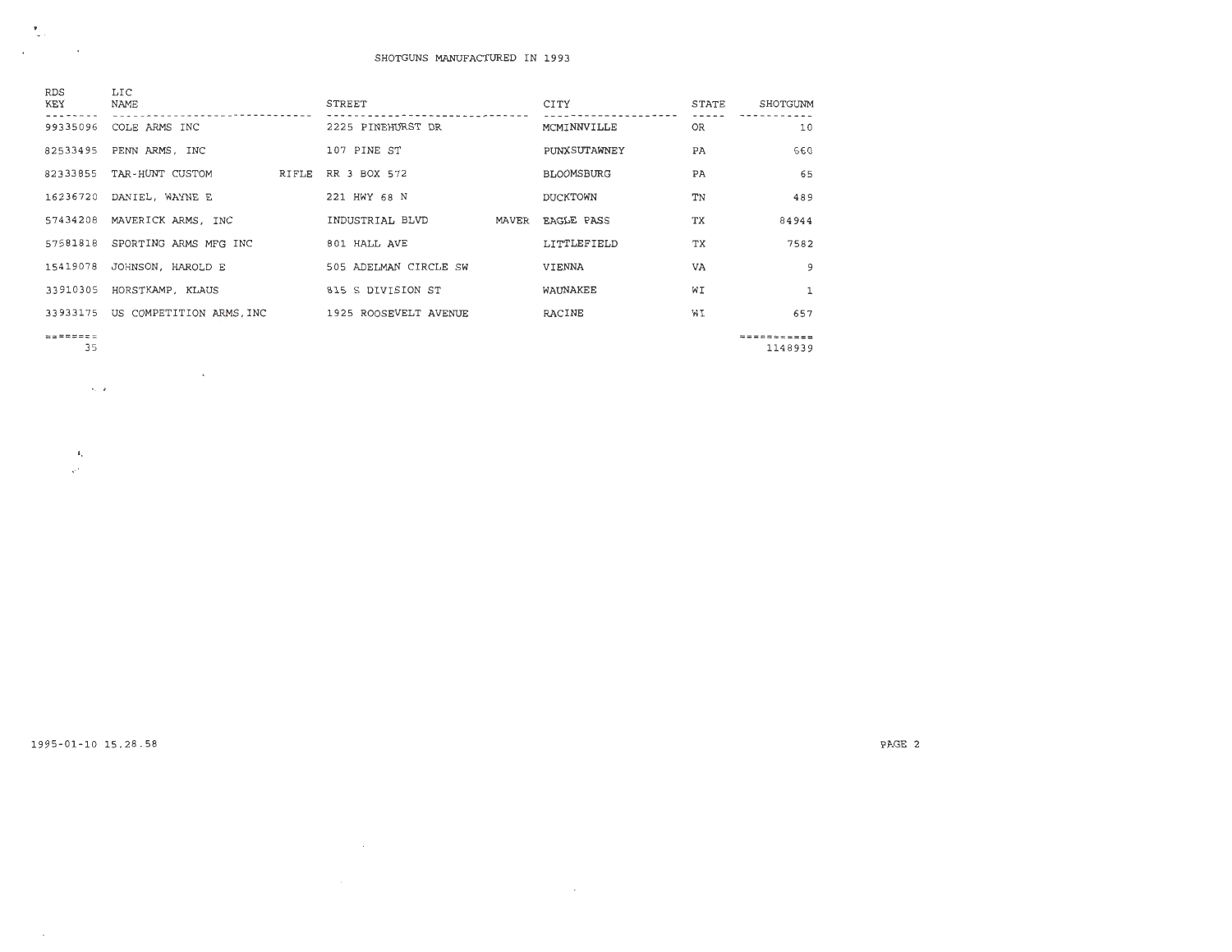# SHOTGUNS MANUFACTURED IN 1993

| RDS KEY | LIC NAME | STREET | CITY | STATE | SHOTGUNM |
|---|---|---|---|---|---|
| 99335096 | COLE ARMS INC | 2225 PINEHURST DR | MCMINNVILLE | OR | 10 |
| 82533495 | PENN ARMS, INC | 107 PINE ST | PUNXSUTAWNEY | PA | 660 |
| 82333855 | TAR-HUNT CUSTOM RIFLE | RR 3 BOX 572 | BLOOMSBURG | PA | 65 |
| 16236720 | DANIEL, WAYNE E | 221 HWY 68 N | DUCKTOWN | TN | 489 |
| 57434208 | MAVERICK ARMS, INC | INDUSTRIAL BLVD MAVER | EAGLE PASS | TX | 84944 |
| 57581818 | SPORTING ARMS MFG INC | 801 HALL AVE | LITTLEFIELD | TX | 7582 |
| 15419078 | JOHNSON, HAROLD E | 505 ADELMAN CIRCLE SW | VIENNA | VA | 9 |
| 33910305 | HORSTKAMP, KLAUS | 815 S DIVISION ST | WAUNAKEE | WI | 1 |
| 33933175 | US COMPETITION ARMS, INC | 1925 ROOSEVELT AVENUE | RACINE | WI | 657 |
| ======== 35 | | | | | =========== 1148939 |

1995-01-10 15.28.58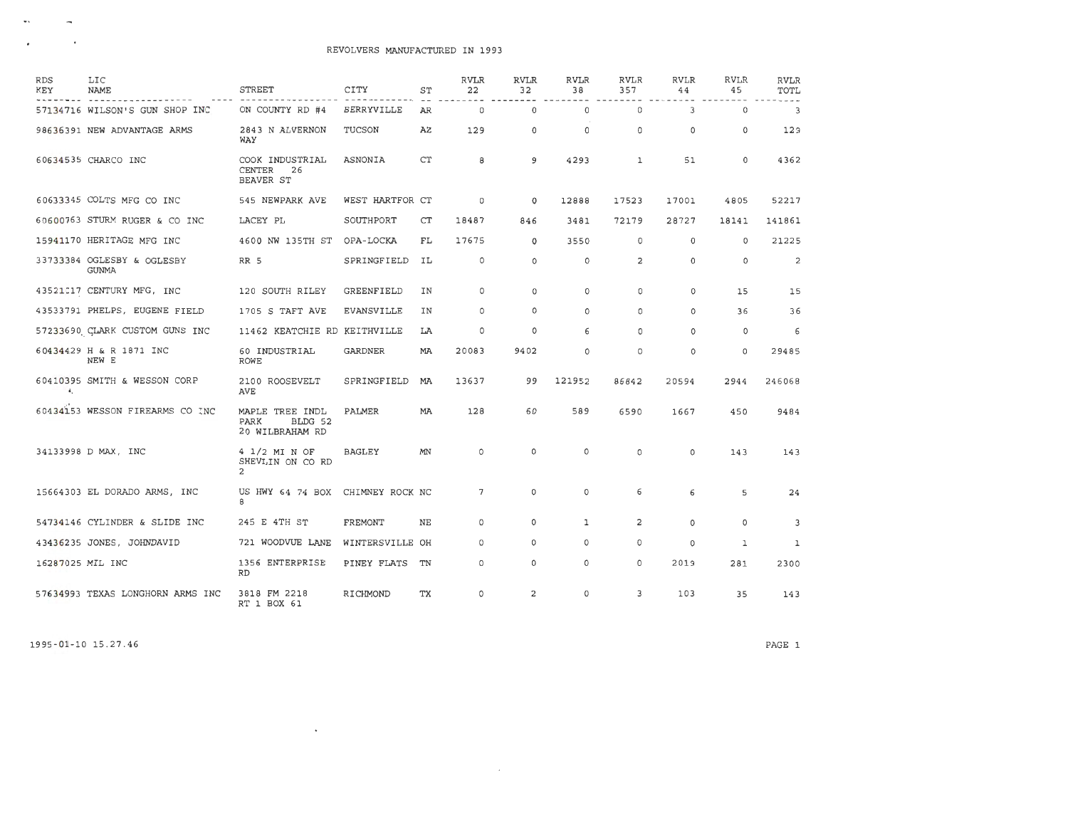# REVOLVERS MANUFACTURED IN 1993

| RDS KEY | LIC NAME | STREET | CITY | ST | RVLR 22 | RVLR 32 | RVLR 38 | RVLR 357 | RVLR 44 | RVLR 45 | RVLR TOTL |
|---|---|---|---|---|---|---|---|---|---|---|---|
| 57134716 | WILSON'S GUN SHOP INC | ON COUNTY RD #4 | BERRYVILLE | AR | 0 | 0 | 0 | 0 | 3 | 0 | 3 |
| 98636391 | NEW ADVANTAGE ARMS | 2843 N ALVERNON WAY | TUCSON | AZ | 129 | 0 | 0 | 0 | 0 | 0 | 129 |
| 60634535 | CHARCO INC | COOK INDUSTRIAL CENTER 26 BEAVER ST | ASNONIA | CT | 8 | 9 | 4293 | 1 | 51 | 0 | 4362 |
| 60633345 | COLTS MFG CO INC | 545 NEWPARK AVE | WEST HARTFOR | CT | 0 | 0 | 12888 | 17523 | 17001 | 4805 | 52217 |
| 60600763 | STURM RUGER & CO INC | LACEY PL | SOUTHPORT | CT | 18487 | 846 | 3481 | 72179 | 28727 | 18141 | 141861 |
| 15941170 | HERITAGE MFG INC | 4600 NW 135TH ST | OPA-LOCKA | FL | 17675 | 0 | 3550 | 0 | 0 | 0 | 21225 |
| 33733384 | OGLESBY & OGLESBY GUNMA | RR 5 | SPRINGFIELD | IL | 0 | 0 | 0 | 2 | 0 | 0 | 2 |
| 43521117 | CENTURY MFG, INC | 120 SOUTH RILEY | GREENFIELD | IN | 0 | 0 | 0 | 0 | 0 | 15 | 15 |
| 43533791 | PHELPS, EUGENE FIELD | 1705 S TAFT AVE | EVANSVILLE | IN | 0 | 0 | 0 | 0 | 0 | 36 | 36 |
| 57233690 | CLARK CUSTOM GUNS INC | 11462 KEATCHIE RD | KEITHVILLE | LA | 0 | 0 | 6 | 0 | 0 | 0 | 6 |
| 60434429 | H & R 1871 INC NEW E | 60 INDUSTRIAL ROWE | GARDNER | MA | 20083 | 9402 | 0 | 0 | 0 | 0 | 29485 |
| 60410395 | SMITH & WESSON CORP | 2100 ROOSEVELT AVE | SPRINGFIELD | MA | 13637 | 99 | 121952 | 86842 | 20594 | 2944 | 246068 |
| 60434153 | WESSON FIREARMS CO INC | MAPLE TREE INDL PARK BLDG 52 20 WILBRAHAM RD | PALMER | MA | 128 | 60 | 589 | 6590 | 1667 | 450 | 9484 |
| 34133998 | D MAX, INC | 4 1/2 MI N OF SHEVLIN ON CO RD 2 | BAGLEY | MN | 0 | 0 | 0 | 0 | 0 | 143 | 143 |
| 15664303 | EL DORADO ARMS, INC | US HWY 64 74 BOX 8 | CHIMNEY ROCK | NC | 7 | 0 | 0 | 6 | 6 | 5 | 24 |
| 54734146 | CYLINDER & SLIDE INC | 245 E 4TH ST | FREMONT | NE | 0 | 0 | 1 | 2 | 0 | 0 | 3 |
| 43436235 | JONES, JOHNDAVID | 721 WOODVUE LANE | WINTERSVILLE | OH | 0 | 0 | 0 | 0 | 0 | 1 | 1 |
| 16287025 | MIL INC | 1356 ENTERPRISE RD | PINEY FLATS | TN | 0 | 0 | 0 | 0 | 2019 | 281 | 2300 |
| 57634993 | TEXAS LONGHORN ARMS INC | 3818 FM 2218 RT 1 BOX 61 | RICHMOND | TX | 0 | 2 | 0 | 3 | 103 | 35 | 143 |

1995-01-10 15.27.46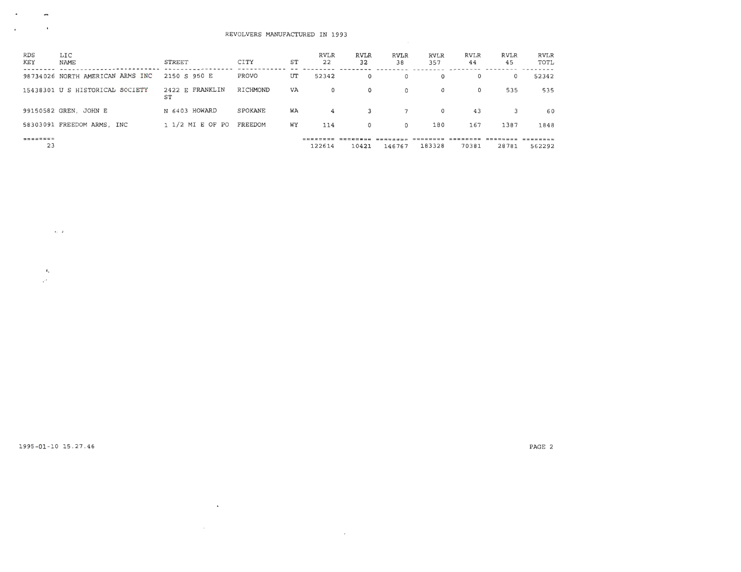REVOLVERS MANUFACTURED IN 1993

| RDS KEY | LIC NAME | STREET | CITY | ST | RVLR 22 | RVLR 32 | RVLR 38 | RVLR 357 | RVLR 44 | RVLR 45 | RVLR TOTL |
|---|---|---|---|---|---|---|---|---|---|---|---|
| 98734026 | NORTH AMERICAN ARMS INC | 2150 S 950 E | PROVO | UT | 52342 | 0 | 0 | 0 | 0 | 0 | 52342 |
| 15438301 | U S HISTORICAL SOCIETY | 2422 E FRANKLIN ST | RICHMOND | VA | 0 | 0 | 0 | 0 | 0 | 535 | 535 |
| 99150582 | GREN, JOHN E | N 6403 HOWARD | SPOKANE | WA | 4 | 3 | 7 | 0 | 43 | 3 | 60 |
| 58303091 | FREEDOM ARMS, INC | 1 1/2 MI E OF PO | FREEDOM | WY | 114 | 0 | 0 | 180 | 167 | 1387 | 1848 |
| 23 | | | | | 122614 | 10421 | 146767 | 183328 | 70381 | 28781 | 562292 |

1995-01-10 15.27.46